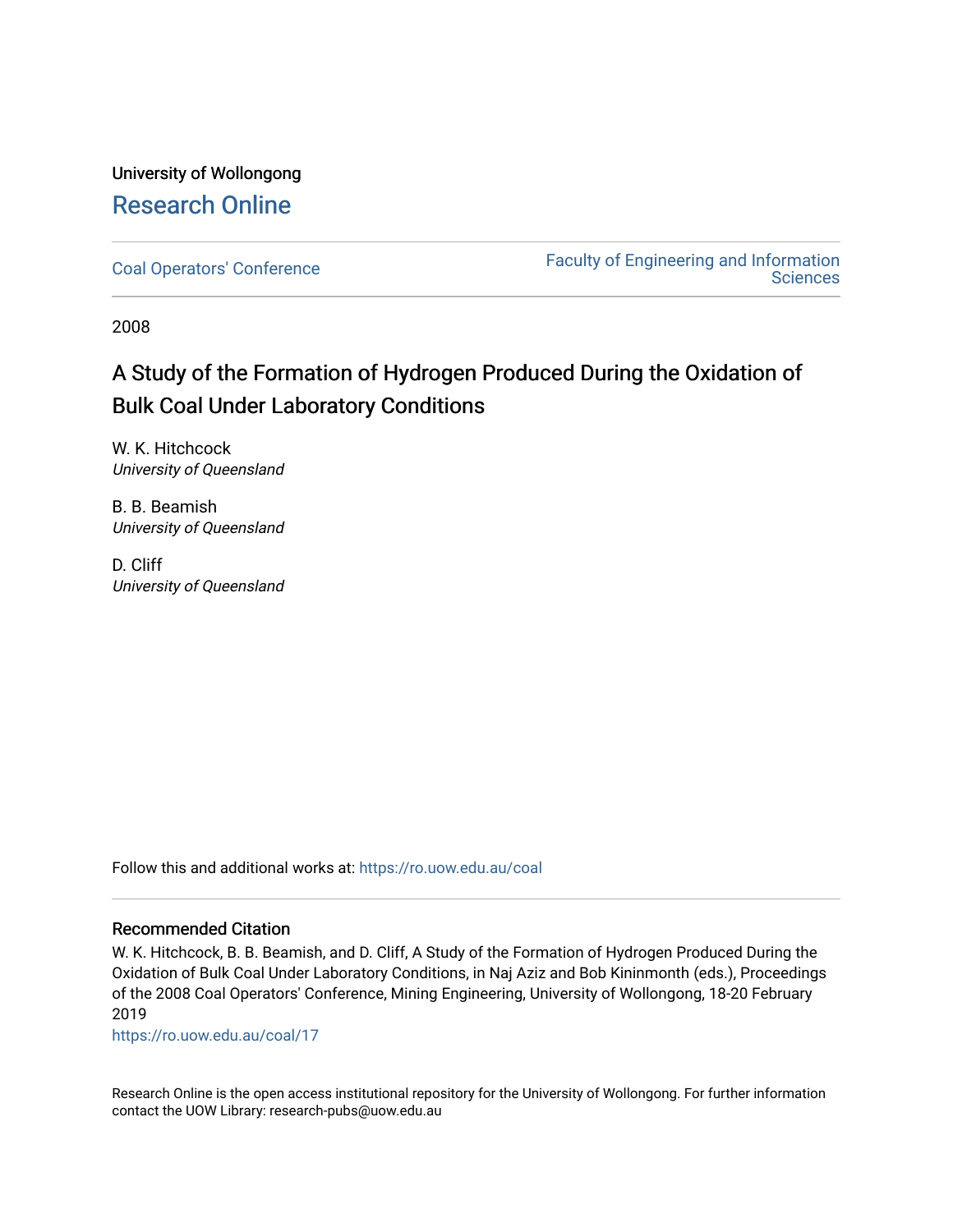University of Wollongong

# Research Online

Coal Operators' Conference | Faculty of Engineering and Information Sciences

2008

## A Study of the Formation of Hydrogen Produced During the Oxidation of Bulk Coal Under Laboratory Conditions

W. K. Hitchcock
*University of Queensland*

B. B. Beamish
*University of Queensland*

D. Cliff
*University of Queensland*

Follow this and additional works at: https://ro.uow.edu.au/coal

### Recommended Citation

W. K. Hitchcock, B. B. Beamish, and D. Cliff, A Study of the Formation of Hydrogen Produced During the Oxidation of Bulk Coal Under Laboratory Conditions, in Naj Aziz and Bob Kininmonth (eds.), Proceedings of the 2008 Coal Operators' Conference, Mining Engineering, University of Wollongong, 18-20 February 2019

https://ro.uow.edu.au/coal/17

Research Online is the open access institutional repository for the University of Wollongong. For further information contact the UOW Library: research-pubs@uow.edu.au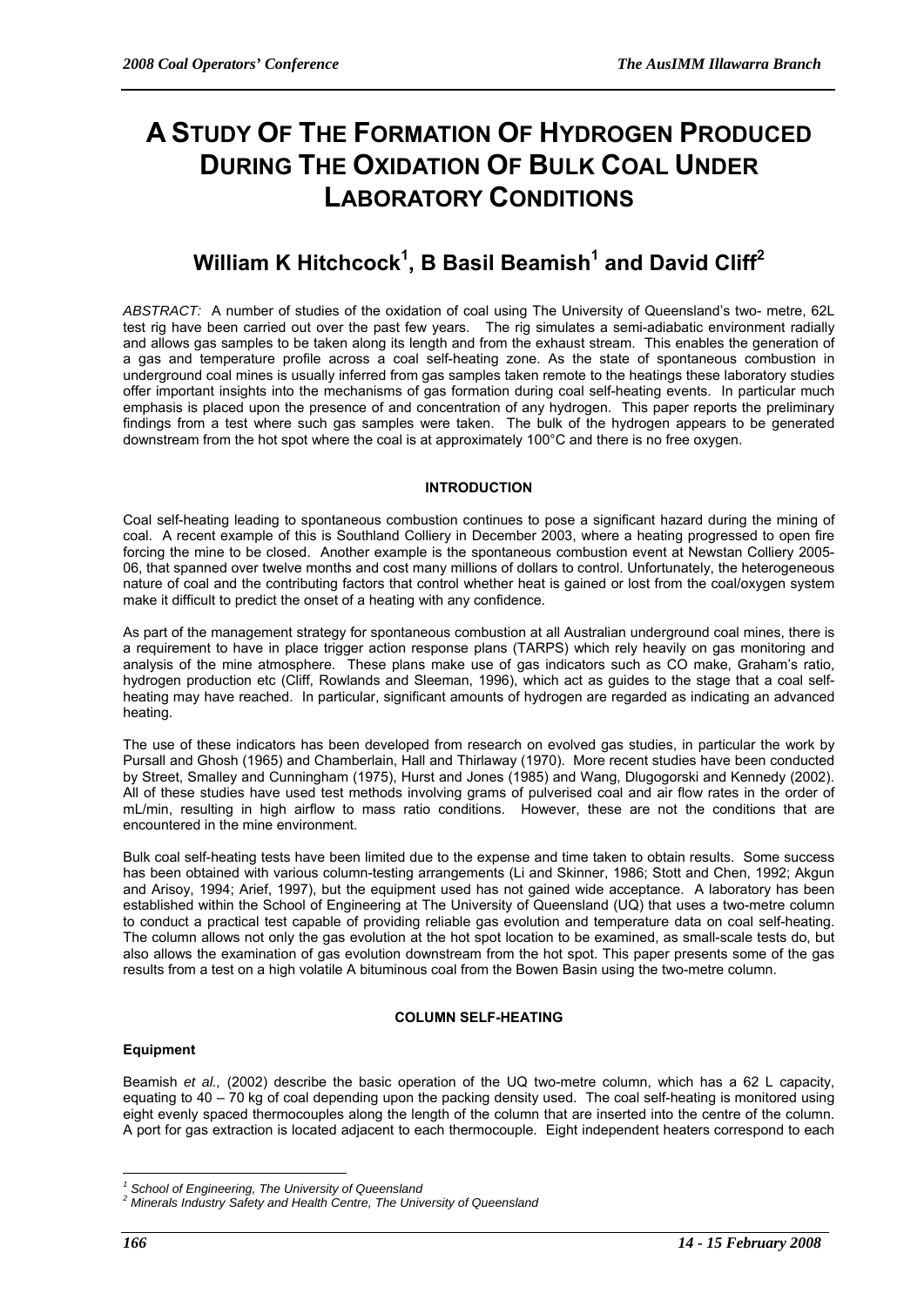# A STUDY OF THE FORMATION OF HYDROGEN PRODUCED DURING THE OXIDATION OF BULK COAL UNDER LABORATORY CONDITIONS

## William K Hitchcock[1], B Basil Beamish[1] and David Cliff[2]

*ABSTRACT:* A number of studies of the oxidation of coal using The University of Queensland's two- metre, 62L test rig have been carried out over the past few years. The rig simulates a semi-adiabatic environment radially and allows gas samples to be taken along its length and from the exhaust stream. This enables the generation of a gas and temperature profile across a coal self-heating zone. As the state of spontaneous combustion in underground coal mines is usually inferred from gas samples taken remote to the heatings these laboratory studies offer important insights into the mechanisms of gas formation during coal self-heating events. In particular much emphasis is placed upon the presence of and concentration of any hydrogen. This paper reports the preliminary findings from a test where such gas samples were taken. The bulk of the hydrogen appears to be generated downstream from the hot spot where the coal is at approximately 100°C and there is no free oxygen.

### INTRODUCTION

Coal self-heating leading to spontaneous combustion continues to pose a significant hazard during the mining of coal. A recent example of this is Southland Colliery in December 2003, where a heating progressed to open fire forcing the mine to be closed. Another example is the spontaneous combustion event at Newstan Colliery 2005-06, that spanned over twelve months and cost many millions of dollars to control. Unfortunately, the heterogeneous nature of coal and the contributing factors that control whether heat is gained or lost from the coal/oxygen system make it difficult to predict the onset of a heating with any confidence.

As part of the management strategy for spontaneous combustion at all Australian underground coal mines, there is a requirement to have in place trigger action response plans (TARPS) which rely heavily on gas monitoring and analysis of the mine atmosphere. These plans make use of gas indicators such as CO make, Graham's ratio, hydrogen production etc (Cliff, Rowlands and Sleeman, 1996), which act as guides to the stage that a coal self-heating may have reached. In particular, significant amounts of hydrogen are regarded as indicating an advanced heating.

The use of these indicators has been developed from research on evolved gas studies, in particular the work by Pursall and Ghosh (1965) and Chamberlain, Hall and Thirlaway (1970). More recent studies have been conducted by Street, Smalley and Cunningham (1975), Hurst and Jones (1985) and Wang, Dlugogorski and Kennedy (2002). All of these studies have used test methods involving grams of pulverised coal and air flow rates in the order of mL/min, resulting in high airflow to mass ratio conditions. However, these are not the conditions that are encountered in the mine environment.

Bulk coal self-heating tests have been limited due to the expense and time taken to obtain results. Some success has been obtained with various column-testing arrangements (Li and Skinner, 1986; Stott and Chen, 1992; Akgun and Arisoy, 1994; Arief, 1997), but the equipment used has not gained wide acceptance. A laboratory has been established within the School of Engineering at The University of Queensland (UQ) that uses a two-metre column to conduct a practical test capable of providing reliable gas evolution and temperature data on coal self-heating. The column allows not only the gas evolution at the hot spot location to be examined, as small-scale tests do, but also allows the examination of gas evolution downstream from the hot spot. This paper presents some of the gas results from a test on a high volatile A bituminous coal from the Bowen Basin using the two-metre column.

### COLUMN SELF-HEATING

#### Equipment

Beamish *et al.*, (2002) describe the basic operation of the UQ two-metre column, which has a 62 L capacity, equating to 40 – 70 kg of coal depending upon the packing density used. The coal self-heating is monitored using eight evenly spaced thermocouples along the length of the column that are inserted into the centre of the column. A port for gas extraction is located adjacent to each thermocouple. Eight independent heaters correspond to each

---

[1] *School of Engineering, The University of Queensland*
[2] *Minerals Industry Safety and Health Centre, The University of Queensland*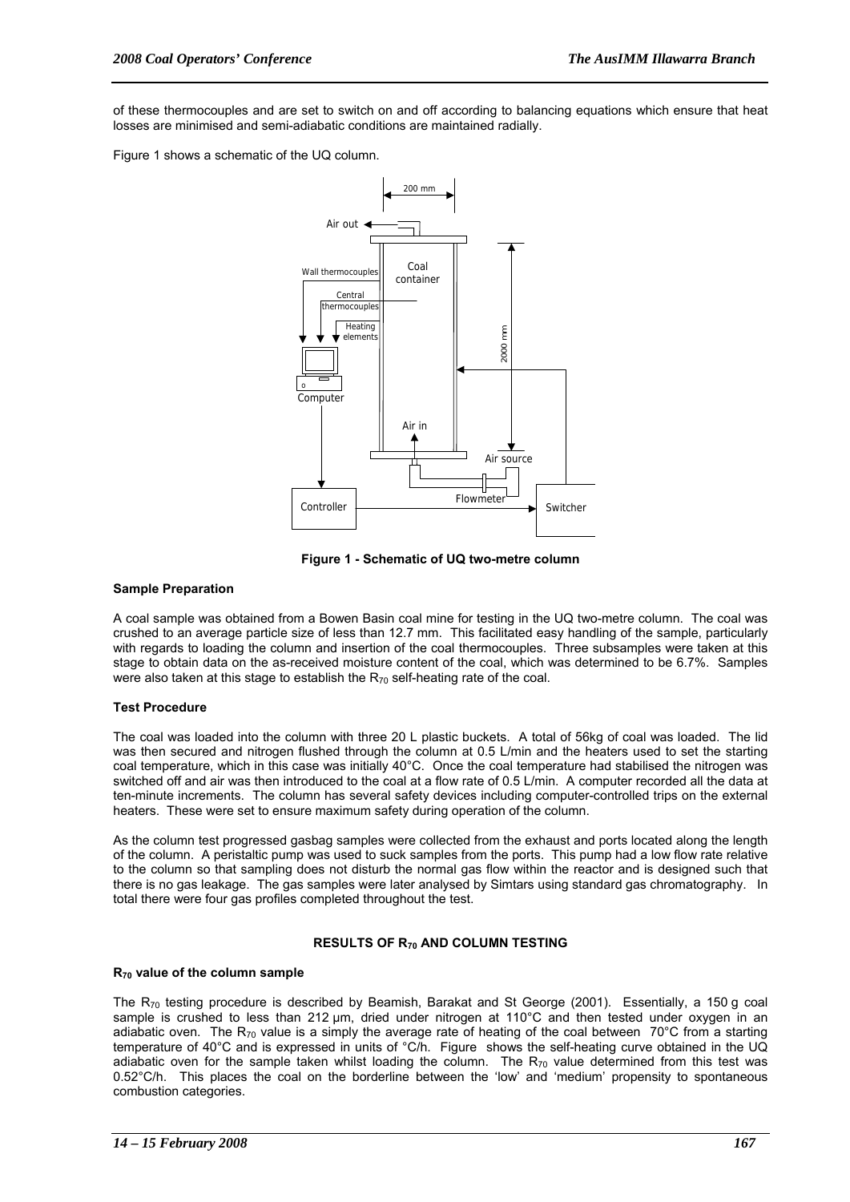of these thermocouples and are set to switch on and off according to balancing equations which ensure that heat losses are minimised and semi-adiabatic conditions are maintained radially.

Figure 1 shows a schematic of the UQ column.

**Figure 1 - Schematic of UQ two-metre column**

### Sample Preparation

A coal sample was obtained from a Bowen Basin coal mine for testing in the UQ two-metre column. The coal was crushed to an average particle size of less than 12.7 mm. This facilitated easy handling of the sample, particularly with regards to loading the column and insertion of the coal thermocouples. Three subsamples were taken at this stage to obtain data on the as-received moisture content of the coal, which was determined to be 6.7%. Samples were also taken at this stage to establish the $R_{70}$ self-heating rate of the coal.

### Test Procedure

The coal was loaded into the column with three 20 L plastic buckets. A total of 56kg of coal was loaded. The lid was then secured and nitrogen flushed through the column at 0.5 L/min and the heaters used to set the starting coal temperature, which in this case was initially 40°C. Once the coal temperature had stabilised the nitrogen was switched off and air was then introduced to the coal at a flow rate of 0.5 L/min. A computer recorded all the data at ten-minute increments. The column has several safety devices including computer-controlled trips on the external heaters. These were set to ensure maximum safety during operation of the column.

As the column test progressed gasbag samples were collected from the exhaust and ports located along the length of the column. A peristaltic pump was used to suck samples from the ports. This pump had a low flow rate relative to the column so that sampling does not disturb the normal gas flow within the reactor and is designed such that there is no gas leakage. The gas samples were later analysed by Simtars using standard gas chromatography. In total there were four gas profiles completed throughout the test.

## RESULTS OF $R_{70}$ AND COLUMN TESTING

### $R_{70}$ value of the column sample

The $R_{70}$ testing procedure is described by Beamish, Barakat and St George (2001). Essentially, a 150 g coal sample is crushed to less than 212 µm, dried under nitrogen at 110°C and then tested under oxygen in an adiabatic oven. The $R_{70}$ value is a simply the average rate of heating of the coal between 70°C from a starting temperature of 40°C and is expressed in units of °C/h. Figure shows the self-heating curve obtained in the UQ adiabatic oven for the sample taken whilst loading the column. The $R_{70}$ value determined from this test was 0.52°C/h. This places the coal on the borderline between the 'low' and 'medium' propensity to spontaneous combustion categories.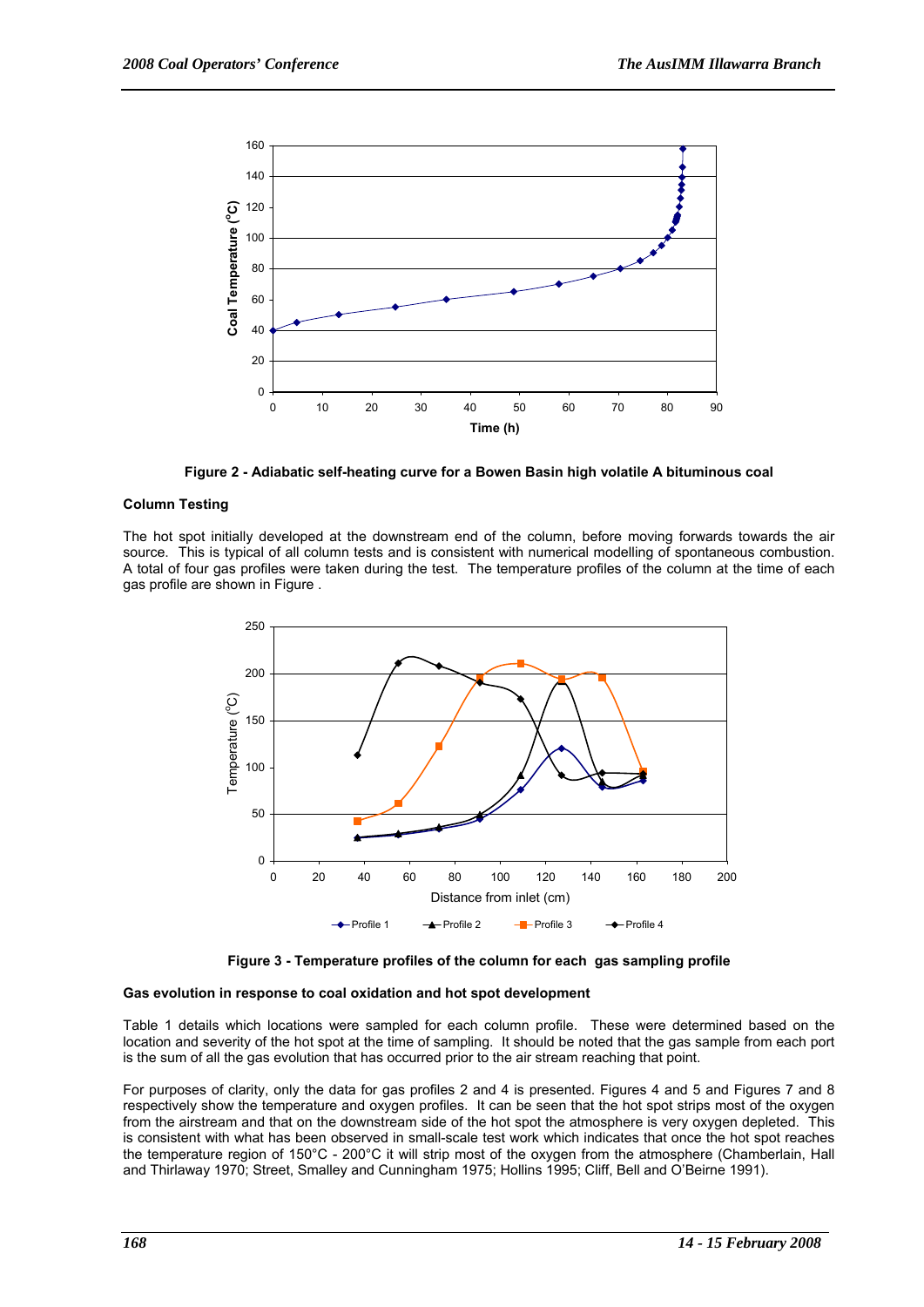Figure 2 - Adiabatic self-heating curve for a Bowen Basin high volatile A bituminous coal

**Column Testing**

The hot spot initially developed at the downstream end of the column, before moving forwards towards the air source. This is typical of all column tests and is consistent with numerical modelling of spontaneous combustion. A total of four gas profiles were taken during the test. The temperature profiles of the column at the time of each gas profile are shown in Figure .

Figure 3 - Temperature profiles of the column for each gas sampling profile

**Gas evolution in response to coal oxidation and hot spot development**

Table 1 details which locations were sampled for each column profile. These were determined based on the location and severity of the hot spot at the time of sampling. It should be noted that the gas sample from each port is the sum of all the gas evolution that has occurred prior to the air stream reaching that point.

For purposes of clarity, only the data for gas profiles 2 and 4 is presented. Figures 4 and 5 and Figures 7 and 8 respectively show the temperature and oxygen profiles. It can be seen that the hot spot strips most of the oxygen from the airstream and that on the downstream side of the hot spot the atmosphere is very oxygen depleted. This is consistent with what has been observed in small-scale test work which indicates that once the hot spot reaches the temperature region of 150°C - 200°C it will strip most of the oxygen from the atmosphere (Chamberlain, Hall and Thirlaway 1970; Street, Smalley and Cunningham 1975; Hollins 1995; Cliff, Bell and O'Beirne 1991).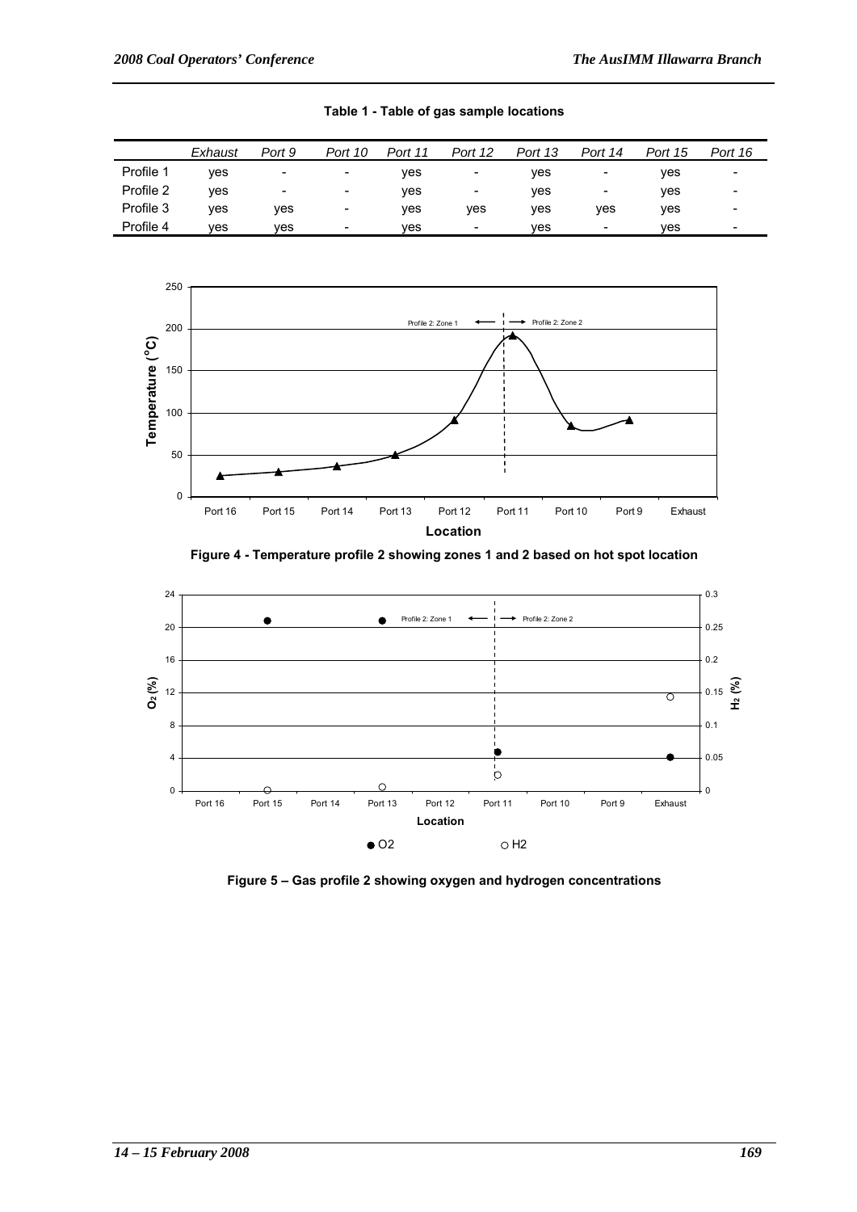**Table 1 - Table of gas sample locations**

| | Exhaust | Port 9 | Port 10 | Port 11 | Port 12 | Port 13 | Port 14 | Port 15 | Port 16 |
|---|---|---|---|---|---|---|---|---|---|
| Profile 1 | yes | - | - | yes | - | yes | - | yes | - |
| Profile 2 | yes | - | - | yes | - | yes | - | yes | - |
| Profile 3 | yes | yes | - | yes | yes | yes | yes | yes | - |
| Profile 4 | yes | yes | - | yes | - | yes | - | yes | - |

**Figure 4 - Temperature profile 2 showing zones 1 and 2 based on hot spot location**

**Figure 5 – Gas profile 2 showing oxygen and hydrogen concentrations**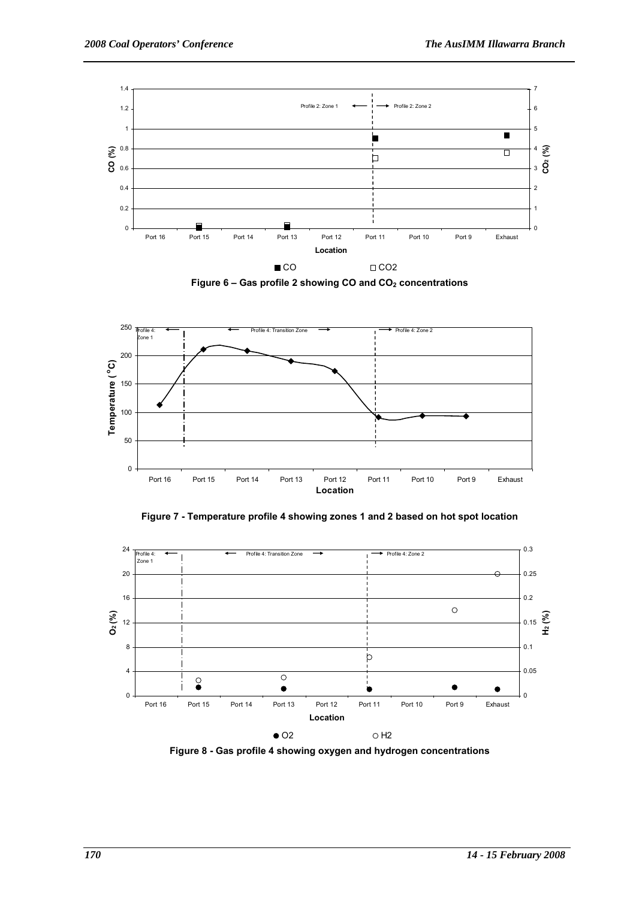Figure 6 – Gas profile 2 showing CO and $CO_2$ concentrations

Figure 7 - Temperature profile 4 showing zones 1 and 2 based on hot spot location

Figure 8 - Gas profile 4 showing oxygen and hydrogen concentrations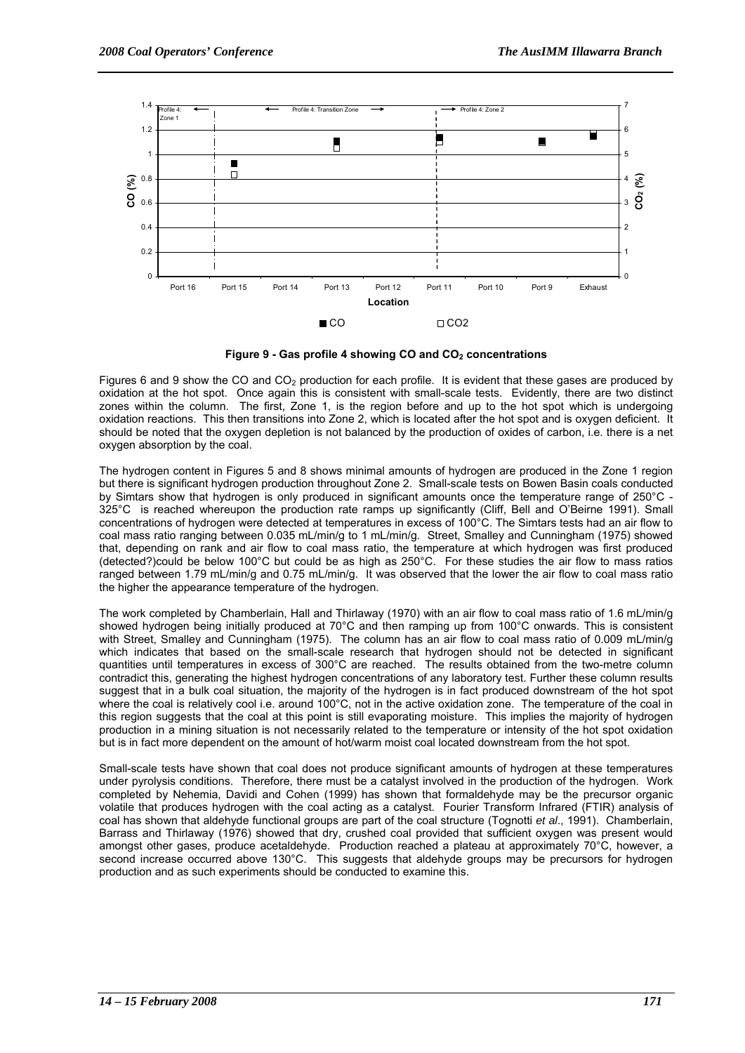**Figure 9 - Gas profile 4 showing CO and $CO_2$ concentrations**

Figures 6 and 9 show the CO and $CO_2$ production for each profile. It is evident that these gases are produced by oxidation at the hot spot. Once again this is consistent with small-scale tests. Evidently, there are two distinct zones within the column. The first, Zone 1, is the region before and up to the hot spot which is undergoing oxidation reactions. This then transitions into Zone 2, which is located after the hot spot and is oxygen deficient. It should be noted that the oxygen depletion is not balanced by the production of oxides of carbon, i.e. there is a net oxygen absorption by the coal.

The hydrogen content in Figures 5 and 8 shows minimal amounts of hydrogen are produced in the Zone 1 region but there is significant hydrogen production throughout Zone 2. Small-scale tests on Bowen Basin coals conducted by Simtars show that hydrogen is only produced in significant amounts once the temperature range of 250°C - 325°C is reached whereupon the production rate ramps up significantly (Cliff, Bell and O'Beirne 1991). Small concentrations of hydrogen were detected at temperatures in excess of 100°C. The Simtars tests had an air flow to coal mass ratio ranging between 0.035 mL/min/g to 1 mL/min/g. Street, Smalley and Cunningham (1975) showed that, depending on rank and air flow to coal mass ratio, the temperature at which hydrogen was first produced (detected?)could be below 100°C but could be as high as 250°C. For these studies the air flow to mass ratios ranged between 1.79 mL/min/g and 0.75 mL/min/g. It was observed that the lower the air flow to coal mass ratio the higher the appearance temperature of the hydrogen.

The work completed by Chamberlain, Hall and Thirlaway (1970) with an air flow to coal mass ratio of 1.6 mL/min/g showed hydrogen being initially produced at 70°C and then ramping up from 100°C onwards. This is consistent with Street, Smalley and Cunningham (1975). The column has an air flow to coal mass ratio of 0.009 mL/min/g which indicates that based on the small-scale research that hydrogen should not be detected in significant quantities until temperatures in excess of 300°C are reached. The results obtained from the two-metre column contradict this, generating the highest hydrogen concentrations of any laboratory test. Further these column results suggest that in a bulk coal situation, the majority of the hydrogen is in fact produced downstream of the hot spot where the coal is relatively cool i.e. around 100°C, not in the active oxidation zone. The temperature of the coal in this region suggests that the coal at this point is still evaporating moisture. This implies the majority of hydrogen production in a mining situation is not necessarily related to the temperature or intensity of the hot spot oxidation but is in fact more dependent on the amount of hot/warm moist coal located downstream from the hot spot.

Small-scale tests have shown that coal does not produce significant amounts of hydrogen at these temperatures under pyrolysis conditions. Therefore, there must be a catalyst involved in the production of the hydrogen. Work completed by Nehemia, Davidi and Cohen (1999) has shown that formaldehyde may be the precursor organic volatile that produces hydrogen with the coal acting as a catalyst. Fourier Transform Infrared (FTIR) analysis of coal has shown that aldehyde functional groups are part of the coal structure (Tognotti *et al*., 1991). Chamberlain, Barrass and Thirlaway (1976) showed that dry, crushed coal provided that sufficient oxygen was present would amongst other gases, produce acetaldehyde. Production reached a plateau at approximately 70°C, however, a second increase occurred above 130°C. This suggests that aldehyde groups may be precursors for hydrogen production and as such experiments should be conducted to examine this.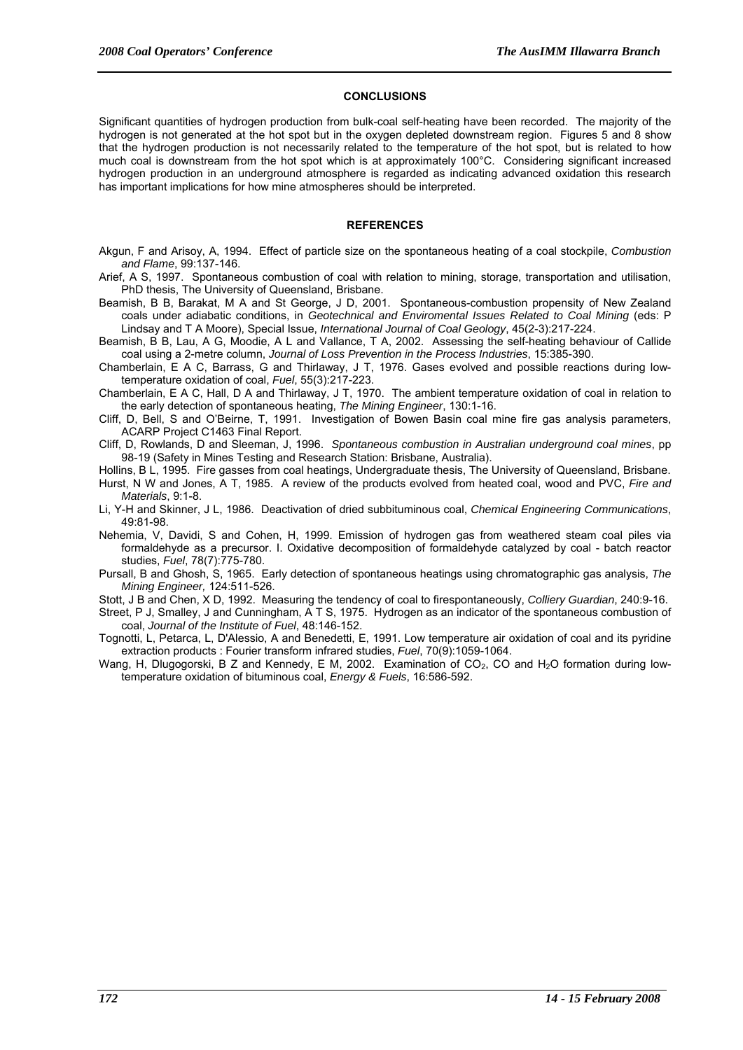## CONCLUSIONS

Significant quantities of hydrogen production from bulk-coal self-heating have been recorded. The majority of the hydrogen is not generated at the hot spot but in the oxygen depleted downstream region. Figures 5 and 8 show that the hydrogen production is not necessarily related to the temperature of the hot spot, but is related to how much coal is downstream from the hot spot which is at approximately 100°C. Considering significant increased hydrogen production in an underground atmosphere is regarded as indicating advanced oxidation this research has important implications for how mine atmospheres should be interpreted.

## REFERENCES

Akgun, F and Arisoy, A, 1994. Effect of particle size on the spontaneous heating of a coal stockpile, *Combustion and Flame*, 99:137-146.

Arief, A S, 1997. Spontaneous combustion of coal with relation to mining, storage, transportation and utilisation, PhD thesis, The University of Queensland, Brisbane.

Beamish, B B, Barakat, M A and St George, J D, 2001. Spontaneous-combustion propensity of New Zealand coals under adiabatic conditions, in *Geotechnical and Enviromental Issues Related to Coal Mining* (eds: P Lindsay and T A Moore), Special Issue, *International Journal of Coal Geology*, 45(2-3):217-224.

Beamish, B B, Lau, A G, Moodie, A L and Vallance, T A, 2002. Assessing the self-heating behaviour of Callide coal using a 2-metre column, *Journal of Loss Prevention in the Process Industries*, 15:385-390.

Chamberlain, E A C, Barrass, G and Thirlaway, J T, 1976. Gases evolved and possible reactions during low-temperature oxidation of coal, *Fuel*, 55(3):217-223.

Chamberlain, E A C, Hall, D A and Thirlaway, J T, 1970. The ambient temperature oxidation of coal in relation to the early detection of spontaneous heating, *The Mining Engineer*, 130:1-16.

Cliff, D, Bell, S and O'Beirne, T, 1991. Investigation of Bowen Basin coal mine fire gas analysis parameters, ACARP Project C1463 Final Report.

Cliff, D, Rowlands, D and Sleeman, J, 1996. *Spontaneous combustion in Australian underground coal mines*, pp 98-19 (Safety in Mines Testing and Research Station: Brisbane, Australia).

Hollins, B L, 1995. Fire gasses from coal heatings, Undergraduate thesis, The University of Queensland, Brisbane.

Hurst, N W and Jones, A T, 1985. A review of the products evolved from heated coal, wood and PVC, *Fire and Materials*, 9:1-8.

Li, Y-H and Skinner, J L, 1986. Deactivation of dried subbituminous coal, *Chemical Engineering Communications*, 49:81-98.

Nehemia, V, Davidi, S and Cohen, H, 1999. Emission of hydrogen gas from weathered steam coal piles via formaldehyde as a precursor. I. Oxidative decomposition of formaldehyde catalyzed by coal - batch reactor studies, *Fuel*, 78(7):775-780.

Pursall, B and Ghosh, S, 1965. Early detection of spontaneous heatings using chromatographic gas analysis, *The Mining Engineer,* 124:511-526.

Stott, J B and Chen, X D, 1992. Measuring the tendency of coal to firespontaneously, *Colliery Guardian*, 240:9-16.

Street, P J, Smalley, J and Cunningham, A T S, 1975. Hydrogen as an indicator of the spontaneous combustion of coal, *Journal of the Institute of Fuel*, 48:146-152.

Tognotti, L, Petarca, L, D'Alessio, A and Benedetti, E, 1991. Low temperature air oxidation of coal and its pyridine extraction products : Fourier transform infrared studies, *Fuel*, 70(9):1059-1064.

Wang, H, Dlugogorski, B Z and Kennedy, E M, 2002. Examination of $CO_2$, CO and $H_2O$ formation during low-temperature oxidation of bituminous coal, *Energy & Fuels*, 16:586-592.